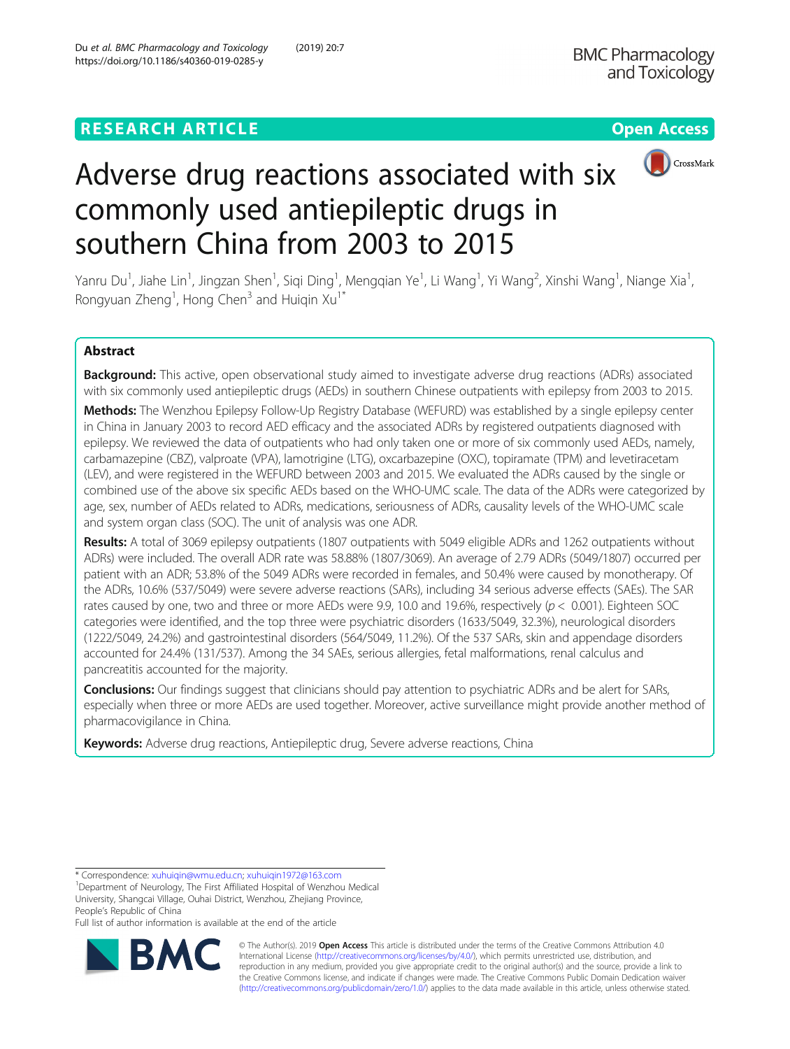# Adverse drug reactions associated with six commonly used antiepileptic drugs in southern China from 2003 to 2015

Yanru Du[1], Jiahe Lin[1], Jingzan Shen[1], Siqi Ding[1], Mengqian Ye[1], Li Wang[1], Yi Wang[2], Xinshi Wang[1], Niange Xia[1], Rongyuan Zheng[1], Hong Chen[3] and Huiqin Xu[1*]

## Abstract

**Background:** This active, open observational study aimed to investigate adverse drug reactions (ADRs) associated with six commonly used antiepileptic drugs (AEDs) in southern Chinese outpatients with epilepsy from 2003 to 2015.

**Methods:** The Wenzhou Epilepsy Follow-Up Registry Database (WEFURD) was established by a single epilepsy center in China in January 2003 to record AED efficacy and the associated ADRs by registered outpatients diagnosed with epilepsy. We reviewed the data of outpatients who had only taken one or more of six commonly used AEDs, namely, carbamazepine (CBZ), valproate (VPA), lamotrigine (LTG), oxcarbazepine (OXC), topiramate (TPM) and levetiracetam (LEV), and were registered in the WEFURD between 2003 and 2015. We evaluated the ADRs caused by the single or combined use of the above six specific AEDs based on the WHO-UMC scale. The data of the ADRs were categorized by age, sex, number of AEDs related to ADRs, medications, seriousness of ADRs, causality levels of the WHO-UMC scale and system organ class (SOC). The unit of analysis was one ADR.

**Results:** A total of 3069 epilepsy outpatients (1807 outpatients with 5049 eligible ADRs and 1262 outpatients without ADRs) were included. The overall ADR rate was 58.88% (1807/3069). An average of 2.79 ADRs (5049/1807) occurred per patient with an ADR; 53.8% of the 5049 ADRs were recorded in females, and 50.4% were caused by monotherapy. Of the ADRs, 10.6% (537/5049) were severe adverse reactions (SARs), including 34 serious adverse effects (SAEs). The SAR rates caused by one, two and three or more AEDs were 9.9, 10.0 and 19.6%, respectively ($p < 0.001$). Eighteen SOC categories were identified, and the top three were psychiatric disorders (1633/5049, 32.3%), neurological disorders (1222/5049, 24.2%) and gastrointestinal disorders (564/5049, 11.2%). Of the 537 SARs, skin and appendage disorders accounted for 24.4% (131/537). Among the 34 SAEs, serious allergies, fetal malformations, renal calculus and pancreatitis accounted for the majority.

**Conclusions:** Our findings suggest that clinicians should pay attention to psychiatric ADRs and be alert for SARs, especially when three or more AEDs are used together. Moreover, active surveillance might provide another method of pharmacovigilance in China.

**Keywords:** Adverse drug reactions, Antiepileptic drug, Severe adverse reactions, China

---

\* Correspondence: xuhuiqin@wmu.edu.cn; xuhuiqin1972@163.com

[1]Department of Neurology, The First Affiliated Hospital of Wenzhou Medical University, Shangcai Village, Ouhai District, Wenzhou, Zhejiang Province, People's Republic of China

Full list of author information is available at the end of the article

© The Author(s). 2019 **Open Access** This article is distributed under the terms of the Creative Commons Attribution 4.0 International License (http://creativecommons.org/licenses/by/4.0/), which permits unrestricted use, distribution, and reproduction in any medium, provided you give appropriate credit to the original author(s) and the source, provide a link to the Creative Commons license, and indicate if changes were made. The Creative Commons Public Domain Dedication waiver (http://creativecommons.org/publicdomain/zero/1.0/) applies to the data made available in this article, unless otherwise stated.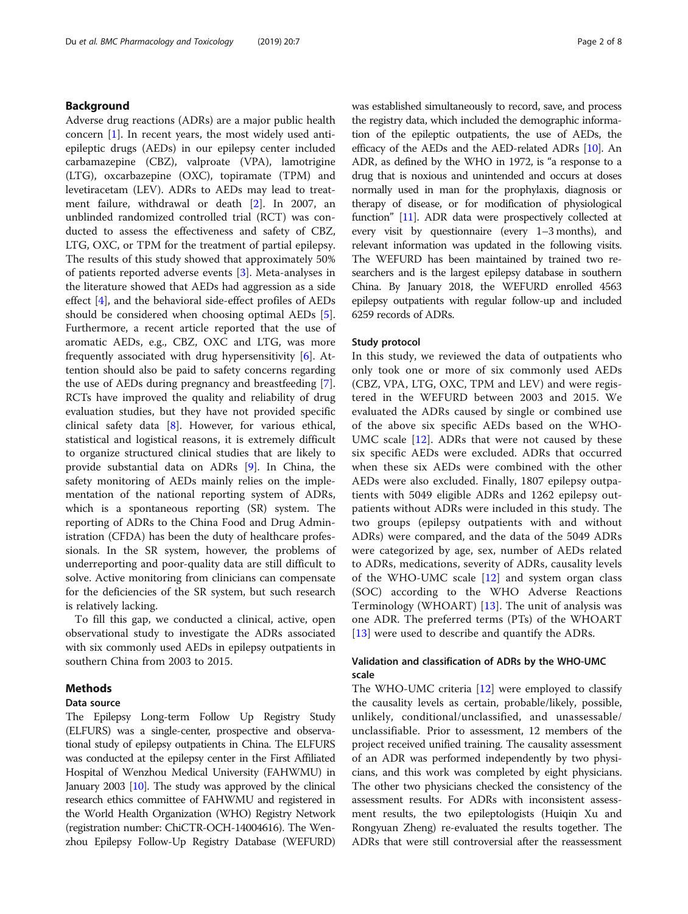## Background

Adverse drug reactions (ADRs) are a major public health concern [1]. In recent years, the most widely used antiepileptic drugs (AEDs) in our epilepsy center included carbamazepine (CBZ), valproate (VPA), lamotrigine (LTG), oxcarbazepine (OXC), topiramate (TPM) and levetiracetam (LEV). ADRs to AEDs may lead to treatment failure, withdrawal or death [2]. In 2007, an unblinded randomized controlled trial (RCT) was conducted to assess the effectiveness and safety of CBZ, LTG, OXC, or TPM for the treatment of partial epilepsy. The results of this study showed that approximately 50% of patients reported adverse events [3]. Meta-analyses in the literature showed that AEDs had aggression as a side effect [4], and the behavioral side-effect profiles of AEDs should be considered when choosing optimal AEDs [5]. Furthermore, a recent article reported that the use of aromatic AEDs, e.g., CBZ, OXC and LTG, was more frequently associated with drug hypersensitivity [6]. Attention should also be paid to safety concerns regarding the use of AEDs during pregnancy and breastfeeding [7]. RCTs have improved the quality and reliability of drug evaluation studies, but they have not provided specific clinical safety data [8]. However, for various ethical, statistical and logistical reasons, it is extremely difficult to organize structured clinical studies that are likely to provide substantial data on ADRs [9]. In China, the safety monitoring of AEDs mainly relies on the implementation of the national reporting system of ADRs, which is a spontaneous reporting (SR) system. The reporting of ADRs to the China Food and Drug Administration (CFDA) has been the duty of healthcare professionals. In the SR system, however, the problems of underreporting and poor-quality data are still difficult to solve. Active monitoring from clinicians can compensate for the deficiencies of the SR system, but such research is relatively lacking.

To fill this gap, we conducted a clinical, active, open observational study to investigate the ADRs associated with six commonly used AEDs in epilepsy outpatients in southern China from 2003 to 2015.

## Methods

### Data source

The Epilepsy Long-term Follow Up Registry Study (ELFURS) was a single-center, prospective and observational study of epilepsy outpatients in China. The ELFURS was conducted at the epilepsy center in the First Affiliated Hospital of Wenzhou Medical University (FAHWMU) in January 2003 [10]. The study was approved by the clinical research ethics committee of FAHWMU and registered in the World Health Organization (WHO) Registry Network (registration number: ChiCTR-OCH-14004616). The Wenzhou Epilepsy Follow-Up Registry Database (WEFURD) was established simultaneously to record, save, and process the registry data, which included the demographic information of the epileptic outpatients, the use of AEDs, the efficacy of the AEDs and the AED-related ADRs [10]. An ADR, as defined by the WHO in 1972, is "a response to a drug that is noxious and unintended and occurs at doses normally used in man for the prophylaxis, diagnosis or therapy of disease, or for modification of physiological function" [11]. ADR data were prospectively collected at every visit by questionnaire (every 1–3 months), and relevant information was updated in the following visits. The WEFURD has been maintained by trained two researchers and is the largest epilepsy database in southern China. By January 2018, the WEFURD enrolled 4563 epilepsy outpatients with regular follow-up and included 6259 records of ADRs.

### Study protocol

In this study, we reviewed the data of outpatients who only took one or more of six commonly used AEDs (CBZ, VPA, LTG, OXC, TPM and LEV) and were registered in the WEFURD between 2003 and 2015. We evaluated the ADRs caused by single or combined use of the above six specific AEDs based on the WHO-UMC scale [12]. ADRs that were not caused by these six specific AEDs were excluded. ADRs that occurred when these six AEDs were combined with the other AEDs were also excluded. Finally, 1807 epilepsy outpatients with 5049 eligible ADRs and 1262 epilepsy outpatients without ADRs were included in this study. The two groups (epilepsy outpatients with and without ADRs) were compared, and the data of the 5049 ADRs were categorized by age, sex, number of AEDs related to ADRs, medications, severity of ADRs, causality levels of the WHO-UMC scale [12] and system organ class (SOC) according to the WHO Adverse Reactions Terminology (WHOART) [13]. The unit of analysis was one ADR. The preferred terms (PTs) of the WHOART [13] were used to describe and quantify the ADRs.

### Validation and classification of ADRs by the WHO-UMC scale

The WHO-UMC criteria [12] were employed to classify the causality levels as certain, probable/likely, possible, unlikely, conditional/unclassified, and unassessable/unclassifiable. Prior to assessment, 12 members of the project received unified training. The causality assessment of an ADR was performed independently by two physicians, and this work was completed by eight physicians. The other two physicians checked the consistency of the assessment results. For ADRs with inconsistent assessment results, the two epileptologists (Huiqin Xu and Rongyuan Zheng) re-evaluated the results together. The ADRs that were still controversial after the reassessment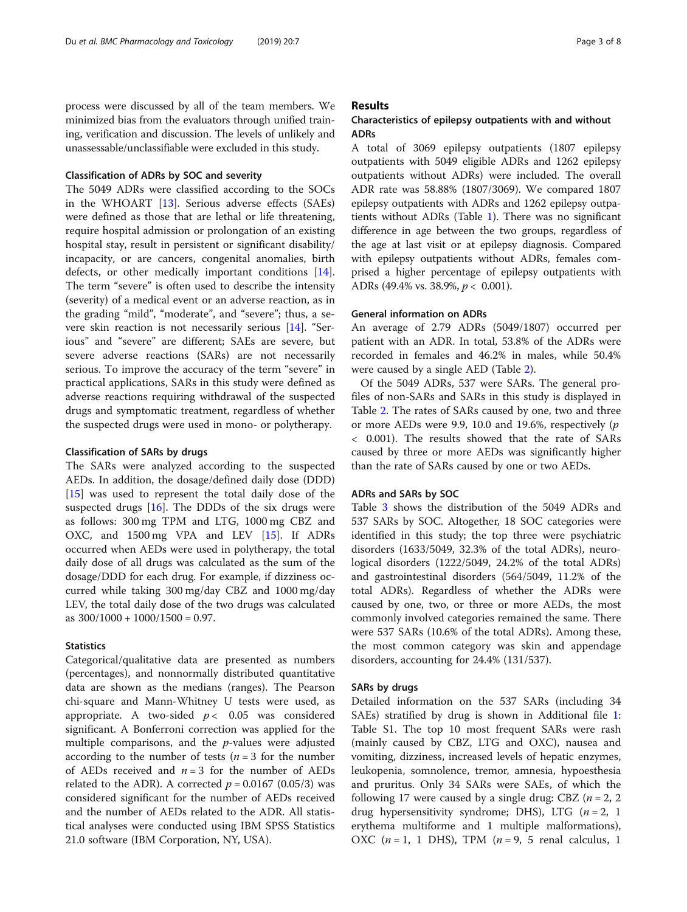process were discussed by all of the team members. We minimized bias from the evaluators through unified training, verification and discussion. The levels of unlikely and unassessable/unclassifiable were excluded in this study.

### Classification of ADRs by SOC and severity

The 5049 ADRs were classified according to the SOCs in the WHOART [13]. Serious adverse effects (SAEs) were defined as those that are lethal or life threatening, require hospital admission or prolongation of an existing hospital stay, result in persistent or significant disability/incapacity, or are cancers, congenital anomalies, birth defects, or other medically important conditions [14]. The term "severe" is often used to describe the intensity (severity) of a medical event or an adverse reaction, as in the grading "mild", "moderate", and "severe"; thus, a severe skin reaction is not necessarily serious [14]. "Serious" and "severe" are different; SAEs are severe, but severe adverse reactions (SARs) are not necessarily serious. To improve the accuracy of the term "severe" in practical applications, SARs in this study were defined as adverse reactions requiring withdrawal of the suspected drugs and symptomatic treatment, regardless of whether the suspected drugs were used in mono- or polytherapy.

### Classification of SARs by drugs

The SARs were analyzed according to the suspected AEDs. In addition, the dosage/defined daily dose (DDD) [15] was used to represent the total daily dose of the suspected drugs [16]. The DDDs of the six drugs were as follows: 300 mg TPM and LTG, 1000 mg CBZ and OXC, and 1500 mg VPA and LEV [15]. If ADRs occurred when AEDs were used in polytherapy, the total daily dose of all drugs was calculated as the sum of the dosage/DDD for each drug. For example, if dizziness occurred while taking 300 mg/day CBZ and 1000 mg/day LEV, the total daily dose of the two drugs was calculated as $300/1000 + 1000/1500 = 0.97$.

### Statistics

Categorical/qualitative data are presented as numbers (percentages), and nonnormally distributed quantitative data are shown as the medians (ranges). The Pearson chi-square and Mann-Whitney U tests were used, as appropriate. A two-sided $p < 0.05$ was considered significant. A Bonferroni correction was applied for the multiple comparisons, and the *p*-values were adjusted according to the number of tests ($n = 3$ for the number of AEDs received and $n = 3$ for the number of AEDs related to the ADR). A corrected $p = 0.0167$ (0.05/3) was considered significant for the number of AEDs received and the number of AEDs related to the ADR. All statistical analyses were conducted using IBM SPSS Statistics 21.0 software (IBM Corporation, NY, USA).

## Results

### Characteristics of epilepsy outpatients with and without ADRs

A total of 3069 epilepsy outpatients (1807 epilepsy outpatients with 5049 eligible ADRs and 1262 epilepsy outpatients without ADRs) were included. The overall ADR rate was 58.88% (1807/3069). We compared 1807 epilepsy outpatients with ADRs and 1262 epilepsy outpatients without ADRs (Table 1). There was no significant difference in age between the two groups, regardless of the age at last visit or at epilepsy diagnosis. Compared with epilepsy outpatients without ADRs, females comprised a higher percentage of epilepsy outpatients with ADRs (49.4% vs. 38.9%, $p < 0.001$).

### General information on ADRs

An average of 2.79 ADRs (5049/1807) occurred per patient with an ADR. In total, 53.8% of the ADRs were recorded in females and 46.2% in males, while 50.4% were caused by a single AED (Table 2).

Of the 5049 ADRs, 537 were SARs. The general profiles of non-SARs and SARs in this study is displayed in Table 2. The rates of SARs caused by one, two and three or more AEDs were 9.9, 10.0 and 19.6%, respectively ($p < 0.001$). The results showed that the rate of SARs caused by three or more AEDs was significantly higher than the rate of SARs caused by one or two AEDs.

### ADRs and SARs by SOC

Table 3 shows the distribution of the 5049 ADRs and 537 SARs by SOC. Altogether, 18 SOC categories were identified in this study; the top three were psychiatric disorders (1633/5049, 32.3% of the total ADRs), neurological disorders (1222/5049, 24.2% of the total ADRs) and gastrointestinal disorders (564/5049, 11.2% of the total ADRs). Regardless of whether the ADRs were caused by one, two, or three or more AEDs, the most commonly involved categories remained the same. There were 537 SARs (10.6% of the total ADRs). Among these, the most common category was skin and appendage disorders, accounting for 24.4% (131/537).

### SARs by drugs

Detailed information on the 537 SARs (including 34 SAEs) stratified by drug is shown in Additional file 1: Table S1. The top 10 most frequent SARs were rash (mainly caused by CBZ, LTG and OXC), nausea and vomiting, dizziness, increased levels of hepatic enzymes, leukopenia, somnolence, tremor, amnesia, hypoesthesia and pruritus. Only 34 SARs were SAEs, of which the following 17 were caused by a single drug: CBZ ($n = 2$, 2 drug hypersensitivity syndrome; DHS), LTG ($n = 2$, 1 erythema multiforme and 1 multiple malformations), OXC ($n = 1$, 1 DHS), TPM ($n = 9$, 5 renal calculus, 1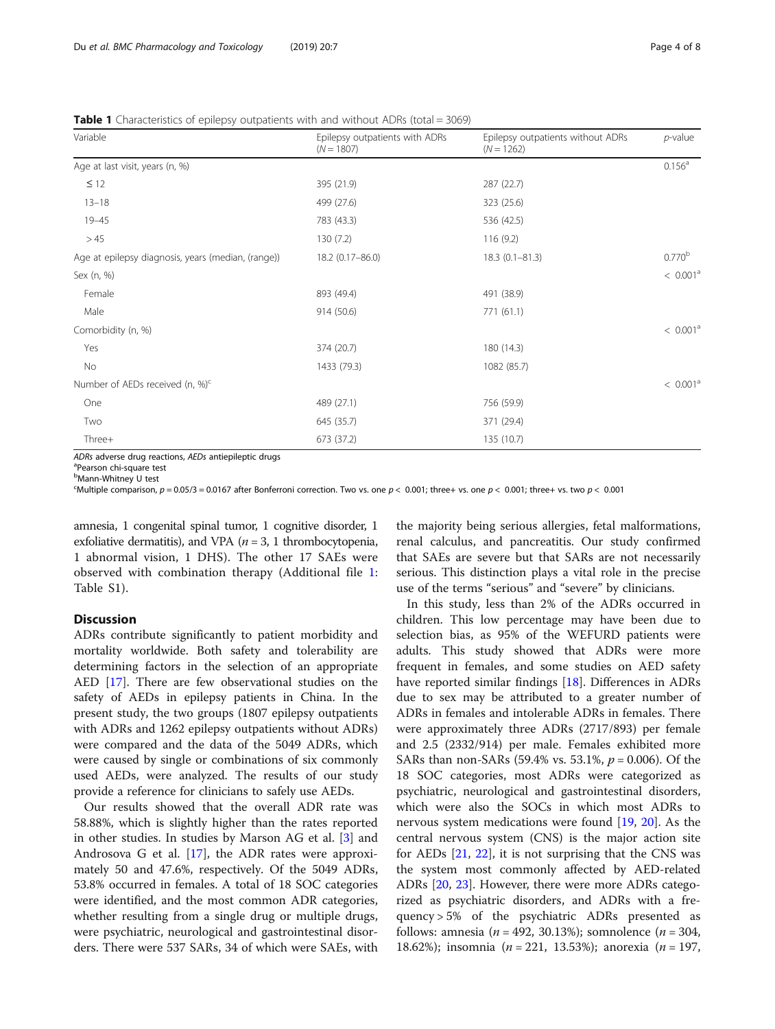**Table 1** Characteristics of epilepsy outpatients with and without ADRs (total = 3069)

| Variable | Epilepsy outpatients with ADRs (N = 1807) | Epilepsy outpatients without ADRs (N = 1262) | p-value |
|---|---|---|---|
| Age at last visit, years (n, %) | | | 0.156[a] |
| ≤ 12 | 395 (21.9) | 287 (22.7) | |
| 13–18 | 499 (27.6) | 323 (25.6) | |
| 19–45 | 783 (43.3) | 536 (42.5) | |
| > 45 | 130 (7.2) | 116 (9.2) | |
| Age at epilepsy diagnosis, years (median, (range)) | 18.2 (0.17–86.0) | 18.3 (0.1–81.3) | 0.770[b] |
| Sex (n, %) | | | < 0.001[a] |
| Female | 893 (49.4) | 491 (38.9) | |
| Male | 914 (50.6) | 771 (61.1) | |
| Comorbidity (n, %) | | | < 0.001[a] |
| Yes | 374 (20.7) | 180 (14.3) | |
| No | 1433 (79.3) | 1082 (85.7) | |
| Number of AEDs received (n, %)[c] | | | < 0.001[a] |
| One | 489 (27.1) | 756 (59.9) | |
| Two | 645 (35.7) | 371 (29.4) | |
| Three+ | 673 (37.2) | 135 (10.7) | |

*ADRs* adverse drug reactions, *AEDs* antiepileptic drugs
[a]Pearson chi-square test
[b]Mann-Whitney U test
[c]Multiple comparison, $p = 0.05/3 = 0.0167$ after Bonferroni correction. Two vs. one $p < 0.001$; three+ vs. one $p < 0.001$; three+ vs. two $p < 0.001$

amnesia, 1 congenital spinal tumor, 1 cognitive disorder, 1 exfoliative dermatitis), and VPA ($n = 3$, 1 thrombocytopenia, 1 abnormal vision, 1 DHS). The other 17 SAEs were observed with combination therapy (Additional file 1: Table S1).

## Discussion

ADRs contribute significantly to patient morbidity and mortality worldwide. Both safety and tolerability are determining factors in the selection of an appropriate AED [17]. There are few observational studies on the safety of AEDs in epilepsy patients in China. In the present study, the two groups (1807 epilepsy outpatients with ADRs and 1262 epilepsy outpatients without ADRs) were compared and the data of the 5049 ADRs, which were caused by single or combinations of six commonly used AEDs, were analyzed. The results of our study provide a reference for clinicians to safely use AEDs.

Our results showed that the overall ADR rate was 58.88%, which is slightly higher than the rates reported in other studies. In studies by Marson AG et al. [3] and Androsova G et al. [17], the ADR rates were approximately 50 and 47.6%, respectively. Of the 5049 ADRs, 53.8% occurred in females. A total of 18 SOC categories were identified, and the most common ADR categories, whether resulting from a single drug or multiple drugs, were psychiatric, neurological and gastrointestinal disorders. There were 537 SARs, 34 of which were SAEs, with the majority being serious allergies, fetal malformations, renal calculus, and pancreatitis. Our study confirmed that SAEs are severe but that SARs are not necessarily serious. This distinction plays a vital role in the precise use of the terms "serious" and "severe" by clinicians.

In this study, less than 2% of the ADRs occurred in children. This low percentage may have been due to selection bias, as 95% of the WEFURD patients were adults. This study showed that ADRs were more frequent in females, and some studies on AED safety have reported similar findings [18]. Differences in ADRs due to sex may be attributed to a greater number of ADRs in females and intolerable ADRs in females. There were approximately three ADRs (2717/893) per female and 2.5 (2332/914) per male. Females exhibited more SARs than non-SARs (59.4% vs. 53.1%, $p = 0.006$). Of the 18 SOC categories, most ADRs were categorized as psychiatric, neurological and gastrointestinal disorders, which were also the SOCs in which most ADRs to nervous system medications were found [19, 20]. As the central nervous system (CNS) is the major action site for AEDs [21, 22], it is not surprising that the CNS was the system most commonly affected by AED-related ADRs [20, 23]. However, there were more ADRs categorized as psychiatric disorders, and ADRs with a frequency > 5% of the psychiatric ADRs presented as follows: amnesia ($n = 492$, 30.13%); somnolence ($n = 304$, 18.62%); insomnia ($n = 221$, 13.53%); anorexia ($n = 197$,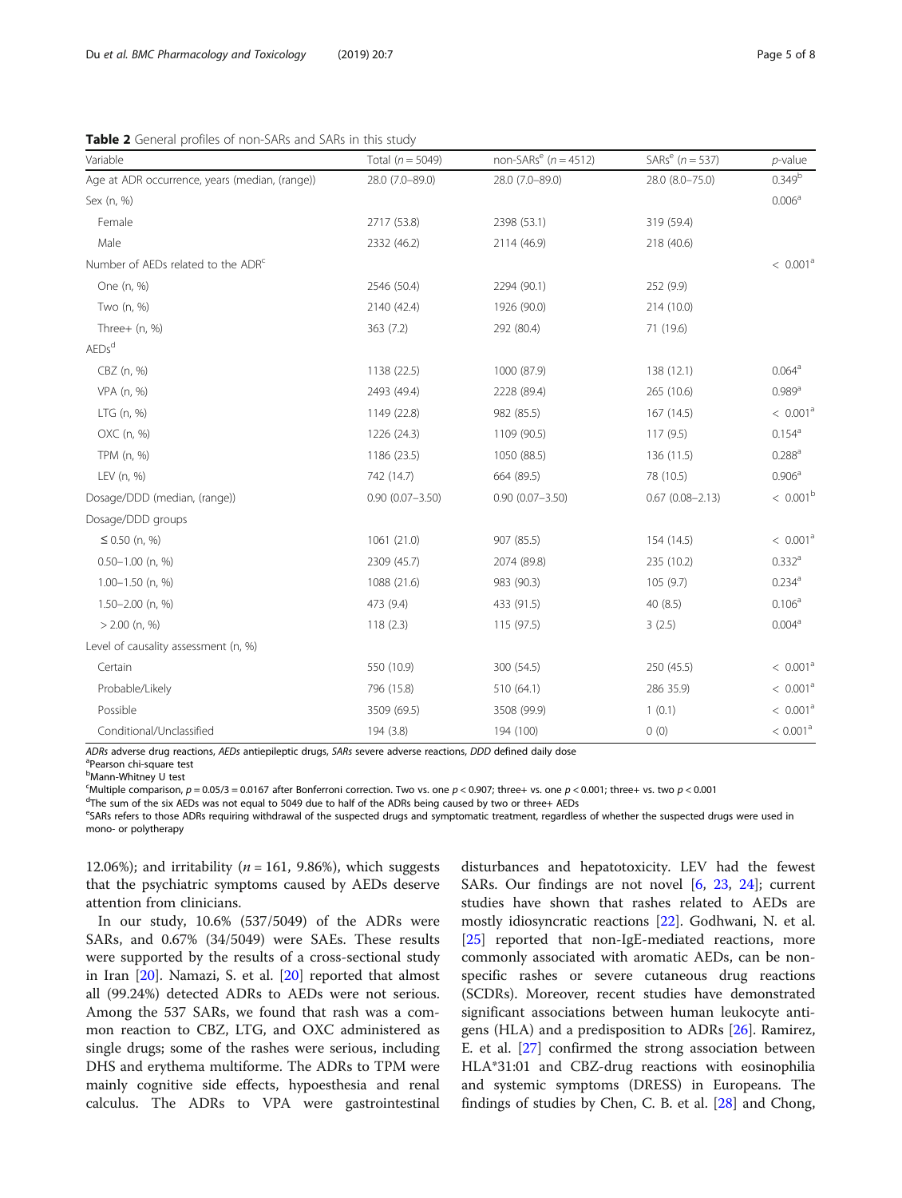**Table 2** General profiles of non-SARs and SARs in this study

| Variable | Total ($n = 5049$) | non-SARs[e] ($n = 4512$) | SARs[e] ($n = 537$) | $p$-value |
|---|---|---|---|---|
| Age at ADR occurrence, years (median, (range)) | 28.0 (7.0–89.0) | 28.0 (7.0–89.0) | 28.0 (8.0–75.0) | 0.349[b] |
| Sex (n, %) | | | | 0.006[a] |
| Female | 2717 (53.8) | 2398 (53.1) | 319 (59.4) | |
| Male | 2332 (46.2) | 2114 (46.9) | 218 (40.6) | |
| Number of AEDs related to the ADR[c] | | | | < 0.001[a] |
| One (n, %) | 2546 (50.4) | 2294 (90.1) | 252 (9.9) | |
| Two (n, %) | 2140 (42.4) | 1926 (90.0) | 214 (10.0) | |
| Three+ (n, %) | 363 (7.2) | 292 (80.4) | 71 (19.6) | |
| AEDs[d] | | | | |
| CBZ (n, %) | 1138 (22.5) | 1000 (87.9) | 138 (12.1) | 0.064[a] |
| VPA (n, %) | 2493 (49.4) | 2228 (89.4) | 265 (10.6) | 0.989[a] |
| LTG (n, %) | 1149 (22.8) | 982 (85.5) | 167 (14.5) | < 0.001[a] |
| OXC (n, %) | 1226 (24.3) | 1109 (90.5) | 117 (9.5) | 0.154[a] |
| TPM (n, %) | 1186 (23.5) | 1050 (88.5) | 136 (11.5) | 0.288[a] |
| LEV (n, %) | 742 (14.7) | 664 (89.5) | 78 (10.5) | 0.906[a] |
| Dosage/DDD (median, (range)) | 0.90 (0.07–3.50) | 0.90 (0.07–3.50) | 0.67 (0.08–2.13) | < 0.001[b] |
| Dosage/DDD groups | | | | |
| ≤ 0.50 (n, %) | 1061 (21.0) | 907 (85.5) | 154 (14.5) | < 0.001[a] |
| 0.50–1.00 (n, %) | 2309 (45.7) | 2074 (89.8) | 235 (10.2) | 0.332[a] |
| 1.00–1.50 (n, %) | 1088 (21.6) | 983 (90.3) | 105 (9.7) | 0.234[a] |
| 1.50–2.00 (n, %) | 473 (9.4) | 433 (91.5) | 40 (8.5) | 0.106[a] |
| > 2.00 (n, %) | 118 (2.3) | 115 (97.5) | 3 (2.5) | 0.004[a] |
| Level of causality assessment (n, %) | | | | |
| Certain | 550 (10.9) | 300 (54.5) | 250 (45.5) | < 0.001[a] |
| Probable/Likely | 796 (15.8) | 510 (64.1) | 286 35.9) | < 0.001[a] |
| Possible | 3509 (69.5) | 3508 (99.9) | 1 (0.1) | < 0.001[a] |
| Conditional/Unclassified | 194 (3.8) | 194 (100) | 0 (0) | < 0.001[a] |

*ADRs* adverse drug reactions, *AEDs* antiepileptic drugs, *SARs* severe adverse reactions, *DDD* defined daily dose
[a]Pearson chi-square test
[b]Mann-Whitney U test
[c]Multiple comparison, $p = 0.05/3 = 0.0167$ after Bonferroni correction. Two vs. one $p < 0.907$; three+ vs. one $p < 0.001$; three+ vs. two $p < 0.001$
[d]The sum of the six AEDs was not equal to 5049 due to half of the ADRs being caused by two or three+ AEDs
[e]SARs refers to those ADRs requiring withdrawal of the suspected drugs and symptomatic treatment, regardless of whether the suspected drugs were used in mono- or polytherapy

12.06%); and irritability ($n = 161$, 9.86%), which suggests that the psychiatric symptoms caused by AEDs deserve attention from clinicians.

In our study, 10.6% (537/5049) of the ADRs were SARs, and 0.67% (34/5049) were SAEs. These results were supported by the results of a cross-sectional study in Iran [20]. Namazi, S. et al. [20] reported that almost all (99.24%) detected ADRs to AEDs were not serious. Among the 537 SARs, we found that rash was a common reaction to CBZ, LTG, and OXC administered as single drugs; some of the rashes were serious, including DHS and erythema multiforme. The ADRs to TPM were mainly cognitive side effects, hypoesthesia and renal calculus. The ADRs to VPA were gastrointestinal disturbances and hepatotoxicity. LEV had the fewest SARs. Our findings are not novel [6, 23, 24]; current studies have shown that rashes related to AEDs are mostly idiosyncratic reactions [22]. Godhwani, N. et al. [25] reported that non-IgE-mediated reactions, more commonly associated with aromatic AEDs, can be nonspecific rashes or severe cutaneous drug reactions (SCDRs). Moreover, recent studies have demonstrated significant associations between human leukocyte antigens (HLA) and a predisposition to ADRs [26]. Ramirez, E. et al. [27] confirmed the strong association between HLA*31:01 and CBZ-drug reactions with eosinophilia and systemic symptoms (DRESS) in Europeans. The findings of studies by Chen, C. B. et al. [28] and Chong,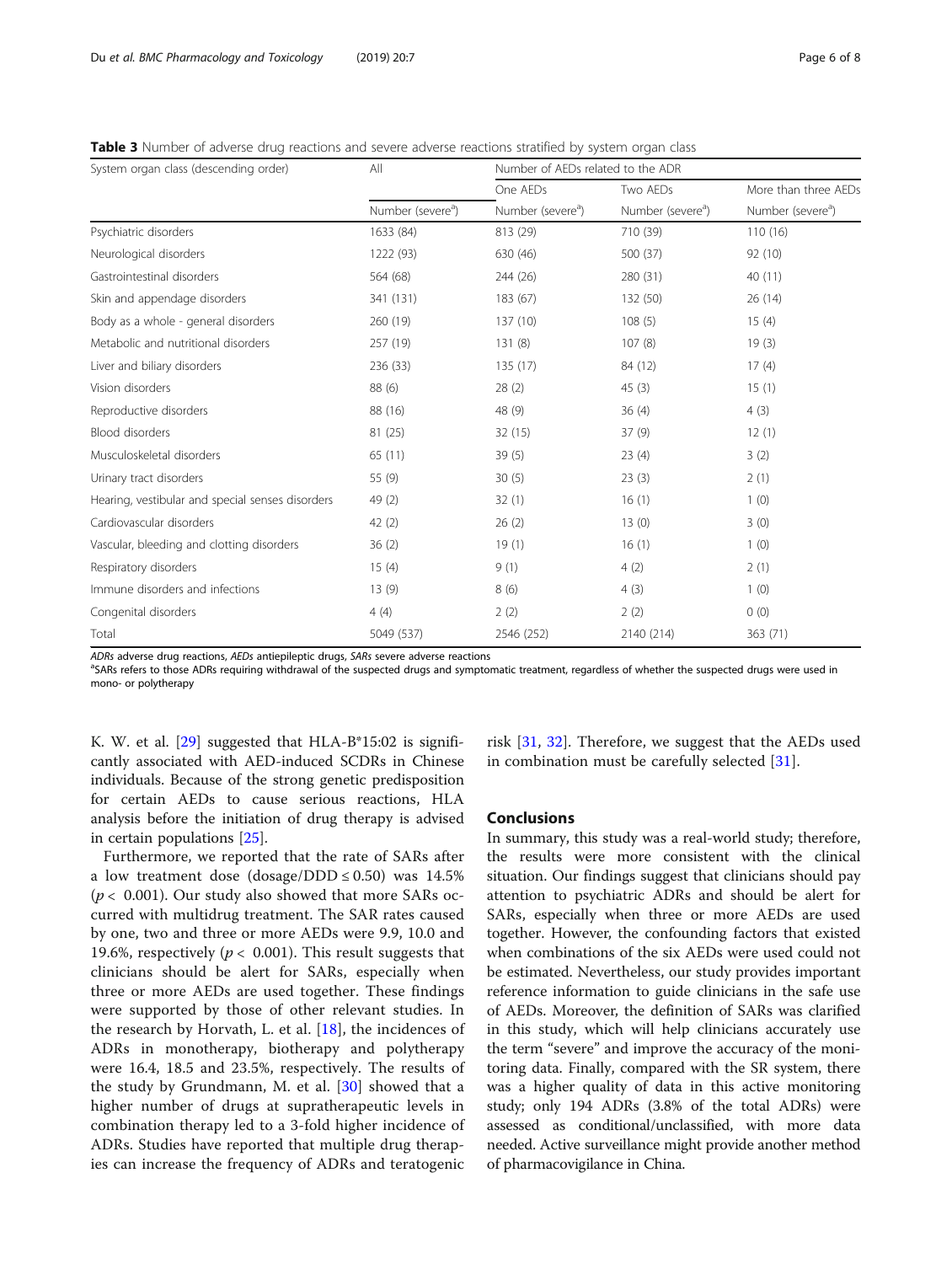**Table 3** Number of adverse drug reactions and severe adverse reactions stratified by system organ class

| System organ class (descending order) | All | Number of AEDs related to the ADR | | |
|---|---|---|---|---|
| | | One AEDs | Two AEDs | More than three AEDs |
| | Number (severe[a]) | Number (severe[a]) | Number (severe[a]) | Number (severe[a]) |
| Psychiatric disorders | 1633 (84) | 813 (29) | 710 (39) | 110 (16) |
| Neurological disorders | 1222 (93) | 630 (46) | 500 (37) | 92 (10) |
| Gastrointestinal disorders | 564 (68) | 244 (26) | 280 (31) | 40 (11) |
| Skin and appendage disorders | 341 (131) | 183 (67) | 132 (50) | 26 (14) |
| Body as a whole - general disorders | 260 (19) | 137 (10) | 108 (5) | 15 (4) |
| Metabolic and nutritional disorders | 257 (19) | 131 (8) | 107 (8) | 19 (3) |
| Liver and biliary disorders | 236 (33) | 135 (17) | 84 (12) | 17 (4) |
| Vision disorders | 88 (6) | 28 (2) | 45 (3) | 15 (1) |
| Reproductive disorders | 88 (16) | 48 (9) | 36 (4) | 4 (3) |
| Blood disorders | 81 (25) | 32 (15) | 37 (9) | 12 (1) |
| Musculoskeletal disorders | 65 (11) | 39 (5) | 23 (4) | 3 (2) |
| Urinary tract disorders | 55 (9) | 30 (5) | 23 (3) | 2 (1) |
| Hearing, vestibular and special senses disorders | 49 (2) | 32 (1) | 16 (1) | 1 (0) |
| Cardiovascular disorders | 42 (2) | 26 (2) | 13 (0) | 3 (0) |
| Vascular, bleeding and clotting disorders | 36 (2) | 19 (1) | 16 (1) | 1 (0) |
| Respiratory disorders | 15 (4) | 9 (1) | 4 (2) | 2 (1) |
| Immune disorders and infections | 13 (9) | 8 (6) | 4 (3) | 1 (0) |
| Congenital disorders | 4 (4) | 2 (2) | 2 (2) | 0 (0) |
| Total | 5049 (537) | 2546 (252) | 2140 (214) | 363 (71) |

*ADRs* adverse drug reactions, *AEDs* antiepileptic drugs, *SARs* severe adverse reactions

[a]SARs refers to those ADRs requiring withdrawal of the suspected drugs and symptomatic treatment, regardless of whether the suspected drugs were used in mono- or polytherapy

K. W. et al. [29] suggested that HLA-B*15:02 is significantly associated with AED-induced SCDRs in Chinese individuals. Because of the strong genetic predisposition for certain AEDs to cause serious reactions, HLA analysis before the initiation of drug therapy is advised in certain populations [25].

Furthermore, we reported that the rate of SARs after a low treatment dose (dosage/DDD $\leq 0.50$) was 14.5% ($p < 0.001$). Our study also showed that more SARs occurred with multidrug treatment. The SAR rates caused by one, two and three or more AEDs were 9.9, 10.0 and 19.6%, respectively ($p < 0.001$). This result suggests that clinicians should be alert for SARs, especially when three or more AEDs are used together. These findings were supported by those of other relevant studies. In the research by Horvath, L. et al. [18], the incidences of ADRs in monotherapy, biotherapy and polytherapy were 16.4, 18.5 and 23.5%, respectively. The results of the study by Grundmann, M. et al. [30] showed that a higher number of drugs at supratherapeutic levels in combination therapy led to a 3-fold higher incidence of ADRs. Studies have reported that multiple drug therapies can increase the frequency of ADRs and teratogenic risk [31, 32]. Therefore, we suggest that the AEDs used in combination must be carefully selected [31].

## Conclusions

In summary, this study was a real-world study; therefore, the results were more consistent with the clinical situation. Our findings suggest that clinicians should pay attention to psychiatric ADRs and should be alert for SARs, especially when three or more AEDs are used together. However, the confounding factors that existed when combinations of the six AEDs were used could not be estimated. Nevertheless, our study provides important reference information to guide clinicians in the safe use of AEDs. Moreover, the definition of SARs was clarified in this study, which will help clinicians accurately use the term "severe" and improve the accuracy of the monitoring data. Finally, compared with the SR system, there was a higher quality of data in this active monitoring study; only 194 ADRs (3.8% of the total ADRs) were assessed as conditional/unclassified, with more data needed. Active surveillance might provide another method of pharmacovigilance in China.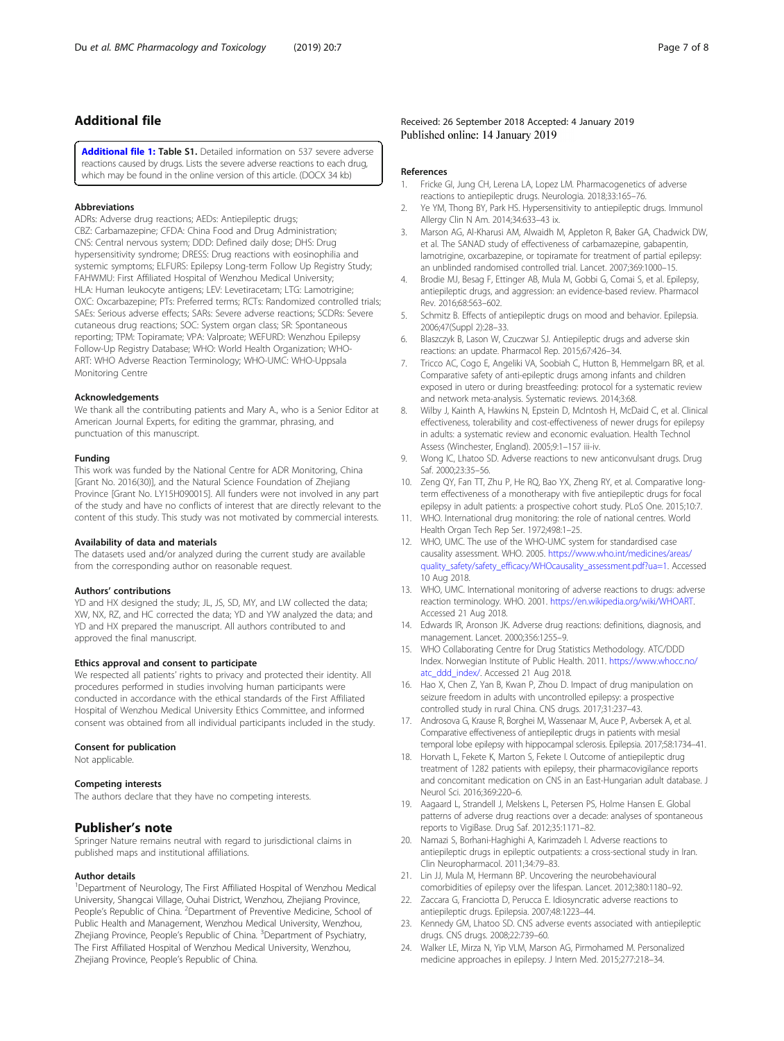## Additional file

**Additional file 1: Table S1.** Detailed information on 537 severe adverse reactions caused by drugs. Lists the severe adverse reactions to each drug, which may be found in the online version of this article. (DOCX 34 kb)

### Abbreviations

ADRs: Adverse drug reactions; AEDs: Antiepileptic drugs; CBZ: Carbamazepine; CFDA: China Food and Drug Administration; CNS: Central nervous system; DDD: Defined daily dose; DHS: Drug hypersensitivity syndrome; DRESS: Drug reactions with eosinophilia and systemic symptoms; ELFURS: Epilepsy Long-term Follow Up Registry Study; FAHWMU: First Affiliated Hospital of Wenzhou Medical University; HLA: Human leukocyte antigens; LEV: Levetiracetam; LTG: Lamotrigine; OXC: Oxcarbazepine; PTs: Preferred terms; RCTs: Randomized controlled trials; SAEs: Serious adverse effects; SARs: Severe adverse reactions; SCDRs: Severe cutaneous drug reactions; SOC: System organ class; SR: Spontaneous reporting; TPM: Topiramate; VPA: Valproate; WEFURD: Wenzhou Epilepsy Follow-Up Registry Database; WHO: World Health Organization; WHO-ART: WHO Adverse Reaction Terminology; WHO-UMC: WHO-Uppsala Monitoring Centre

### Acknowledgements

We thank all the contributing patients and Mary A., who is a Senior Editor at American Journal Experts, for editing the grammar, phrasing, and punctuation of this manuscript.

### Funding

This work was funded by the National Centre for ADR Monitoring, China [Grant No. 2016(30)], and the Natural Science Foundation of Zhejiang Province [Grant No. LY15H090015]. All funders were not involved in any part of the study and have no conflicts of interest that are directly relevant to the content of this study. This study was not motivated by commercial interests.

### Availability of data and materials

The datasets used and/or analyzed during the current study are available from the corresponding author on reasonable request.

### Authors' contributions

YD and HX designed the study; JL, JS, SD, MY, and LW collected the data; XW, NX, RZ, and HC corrected the data; YD and YW analyzed the data; and YD and HX prepared the manuscript. All authors contributed to and approved the final manuscript.

### Ethics approval and consent to participate

We respected all patients' rights to privacy and protected their identity. All procedures performed in studies involving human participants were conducted in accordance with the ethical standards of the First Affiliated Hospital of Wenzhou Medical University Ethics Committee, and informed consent was obtained from all individual participants included in the study.

### Consent for publication

Not applicable.

### Competing interests

The authors declare that they have no competing interests.

## Publisher's note

Springer Nature remains neutral with regard to jurisdictional claims in published maps and institutional affiliations.

### Author details

[1]Department of Neurology, The First Affiliated Hospital of Wenzhou Medical University, Shangcai Village, Ouhai District, Wenzhou, Zhejiang Province, People's Republic of China. [2]Department of Preventive Medicine, School of Public Health and Management, Wenzhou Medical University, Wenzhou, Zhejiang Province, People's Republic of China. [3]Department of Psychiatry, The First Affiliated Hospital of Wenzhou Medical University, Wenzhou, Zhejiang Province, People's Republic of China.

Received: 26 September 2018 Accepted: 4 January 2019
Published online: 14 January 2019

### References

1. Fricke GI, Jung CH, Lerena LA, Lopez LM. Pharmacogenetics of adverse reactions to antiepileptic drugs. Neurologia. 2018;33:165–76.
2. Ye YM, Thong BY, Park HS. Hypersensitivity to antiepileptic drugs. Immunol Allergy Clin N Am. 2014;34:633–43 ix.
3. Marson AG, Al-Kharusi AM, Alwaidh M, Appleton R, Baker GA, Chadwick DW, et al. The SANAD study of effectiveness of carbamazepine, gabapentin, lamotrigine, oxcarbazepine, or topiramate for treatment of partial epilepsy: an unblinded randomised controlled trial. Lancet. 2007;369:1000–15.
4. Brodie MJ, Besag F, Ettinger AB, Mula M, Gobbi G, Comai S, et al. Epilepsy, antiepileptic drugs, and aggression: an evidence-based review. Pharmacol Rev. 2016;68:563–602.
5. Schmitz B. Effects of antiepileptic drugs on mood and behavior. Epilepsia. 2006;47(Suppl 2):28–33.
6. Blaszczyk B, Lason W, Czuczwar SJ. Antiepileptic drugs and adverse skin reactions: an update. Pharmacol Rep. 2015;67:426–34.
7. Tricco AC, Cogo E, Angeliki VA, Soobiah C, Hutton B, Hemmelgarn BR, et al. Comparative safety of anti-epileptic drugs among infants and children exposed in utero or during breastfeeding: protocol for a systematic review and network meta-analysis. Systematic reviews. 2014;3:68.
8. Wilby J, Kainth A, Hawkins N, Epstein D, McIntosh H, McDaid C, et al. Clinical effectiveness, tolerability and cost-effectiveness of newer drugs for epilepsy in adults: a systematic review and economic evaluation. Health Technol Assess (Winchester, England). 2005;9:1–157 iii-iv.
9. Wong IC, Lhatoo SD. Adverse reactions to new anticonvulsant drugs. Drug Saf. 2000;23:35–56.
10. Zeng QY, Fan TT, Zhu P, He RQ, Bao YX, Zheng RY, et al. Comparative long-term effectiveness of a monotherapy with five antiepileptic drugs for focal epilepsy in adult patients: a prospective cohort study. PLoS One. 2015;10:7.
11. WHO. International drug monitoring: the role of national centres. World Health Organ Tech Rep Ser. 1972;498:1–25.
12. WHO, UMC. The use of the WHO-UMC system for standardised case causality assessment. WHO. 2005. https://www.who.int/medicines/areas/quality_safety/safety_efficacy/WHOcausality_assessment.pdf?ua=1. Accessed 10 Aug 2018.
13. WHO, UMC. International monitoring of adverse reactions to drugs: adverse reaction terminology. WHO. 2001. https://en.wikipedia.org/wiki/WHOART. Accessed 21 Aug 2018.
14. Edwards IR, Aronson JK. Adverse drug reactions: definitions, diagnosis, and management. Lancet. 2000;356:1255–9.
15. WHO Collaborating Centre for Drug Statistics Methodology. ATC/DDD Index. Norwegian Institute of Public Health. 2011. https://www.whocc.no/atc_ddd_index/. Accessed 21 Aug 2018.
16. Hao X, Chen Z, Yan B, Kwan P, Zhou D. Impact of drug manipulation on seizure freedom in adults with uncontrolled epilepsy: a prospective controlled study in rural China. CNS drugs. 2017;31:237–43.
17. Androsova G, Krause R, Borghei M, Wassenaar M, Auce P, Avbersek A, et al. Comparative effectiveness of antiepileptic drugs in patients with mesial temporal lobe epilepsy with hippocampal sclerosis. Epilepsia. 2017;58:1734–41.
18. Horvath L, Fekete K, Marton S, Fekete I. Outcome of antiepileptic drug treatment of 1282 patients with epilepsy, their pharmacovigilance reports and concomitant medication on CNS in an East-Hungarian adult database. J Neurol Sci. 2016;369:220–6.
19. Aagaard L, Strandell J, Melskens L, Petersen PS, Holme Hansen E. Global patterns of adverse drug reactions over a decade: analyses of spontaneous reports to VigiBase. Drug Saf. 2012;35:1171–82.
20. Namazi S, Borhani-Haghighi A, Karimzadeh I. Adverse reactions to antiepileptic drugs in epileptic outpatients: a cross-sectional study in Iran. Clin Neuropharmacol. 2011;34:79–83.
21. Lin JJ, Mula M, Hermann BP. Uncovering the neurobehavioural comorbidities of epilepsy over the lifespan. Lancet. 2012;380:1180–92.
22. Zaccara G, Franciotta D, Perucca E. Idiosyncratic adverse reactions to antiepileptic drugs. Epilepsia. 2007;48:1223–44.
23. Kennedy GM, Lhatoo SD. CNS adverse events associated with antiepileptic drugs. CNS drugs. 2008;22:739–60.
24. Walker LE, Mirza N, Yip VLM, Marson AG, Pirmohamed M. Personalized medicine approaches in epilepsy. J Intern Med. 2015;277:218–34.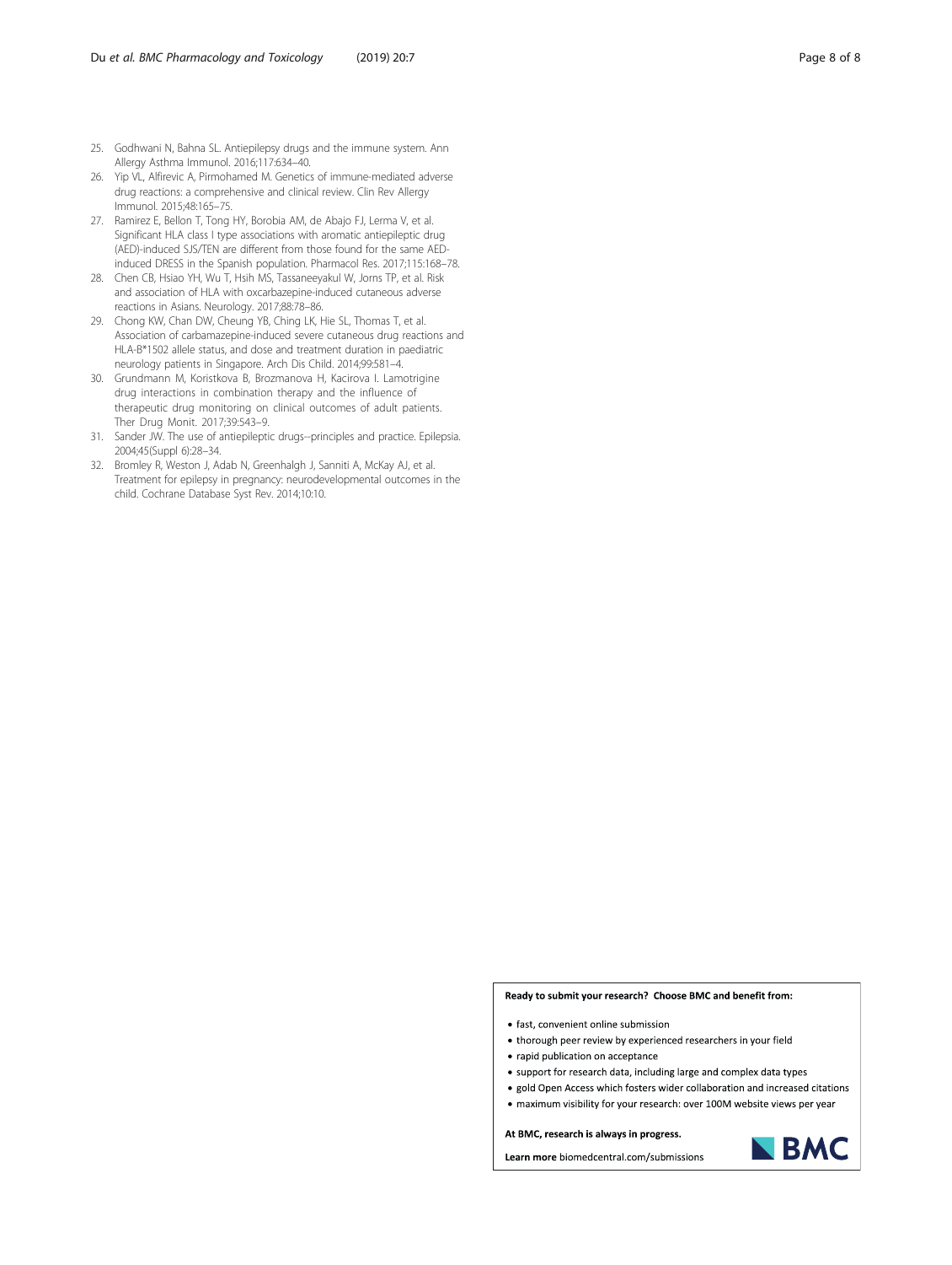25. Godhwani N, Bahna SL. Antiepilepsy drugs and the immune system. Ann Allergy Asthma Immunol. 2016;117:634–40.
26. Yip VL, Alfirevic A, Pirmohamed M. Genetics of immune-mediated adverse drug reactions: a comprehensive and clinical review. Clin Rev Allergy Immunol. 2015;48:165–75.
27. Ramirez E, Bellon T, Tong HY, Borobia AM, de Abajo FJ, Lerma V, et al. Significant HLA class I type associations with aromatic antiepileptic drug (AED)-induced SJS/TEN are different from those found for the same AED-induced DRESS in the Spanish population. Pharmacol Res. 2017;115:168–78.
28. Chen CB, Hsiao YH, Wu T, Hsih MS, Tassaneeyakul W, Jorns TP, et al. Risk and association of HLA with oxcarbazepine-induced cutaneous adverse reactions in Asians. Neurology. 2017;88:78–86.
29. Chong KW, Chan DW, Cheung YB, Ching LK, Hie SL, Thomas T, et al. Association of carbamazepine-induced severe cutaneous drug reactions and HLA-B*1502 allele status, and dose and treatment duration in paediatric neurology patients in Singapore. Arch Dis Child. 2014;99:581–4.
30. Grundmann M, Koristkova B, Brozmanova H, Kacirova I. Lamotrigine drug interactions in combination therapy and the influence of therapeutic drug monitoring on clinical outcomes of adult patients. Ther Drug Monit. 2017;39:543–9.
31. Sander JW. The use of antiepileptic drugs--principles and practice. Epilepsia. 2004;45(Suppl 6):28–34.
32. Bromley R, Weston J, Adab N, Greenhalgh J, Sanniti A, McKay AJ, et al. Treatment for epilepsy in pregnancy: neurodevelopmental outcomes in the child. Cochrane Database Syst Rev. 2014;10:10.

**Ready to submit your research? Choose BMC and benefit from:**

- fast, convenient online submission
- thorough peer review by experienced researchers in your field
- rapid publication on acceptance
- support for research data, including large and complex data types
- gold Open Access which fosters wider collaboration and increased citations
- maximum visibility for your research: over 100M website views per year

**At BMC, research is always in progress.**

**Learn more** biomedcentral.com/submissions

BMC